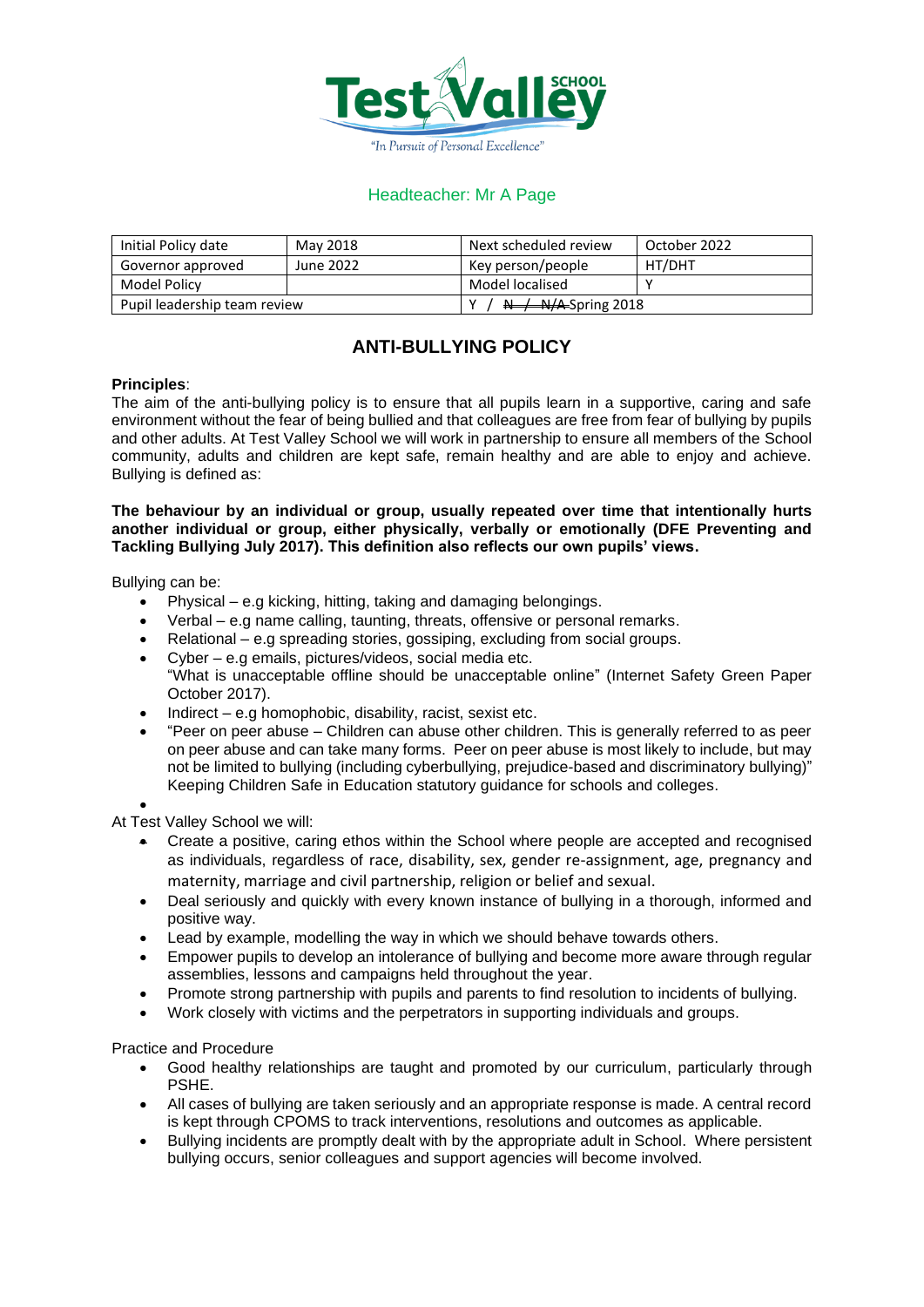Headteacher: Mr A Page

| Initial Policy date | May 2018 | Next scheduled review | October 2022 |
|---|---|---|---|
| Governor approved | June 2022 | Key person/people | HT/DHT |
| Model Policy | | Model localised | Y |
| Pupil leadership team review | | Y / ~~N / N/A~~ Spring 2018 | |

# ANTI-BULLYING POLICY

**Principles**:

The aim of the anti-bullying policy is to ensure that all pupils learn in a supportive, caring and safe environment without the fear of being bullied and that colleagues are free from fear of bullying by pupils and other adults. At Test Valley School we will work in partnership to ensure all members of the School community, adults and children are kept safe, remain healthy and are able to enjoy and achieve. Bullying is defined as:

**The behaviour by an individual or group, usually repeated over time that intentionally hurts another individual or group, either physically, verbally or emotionally (DFE Preventing and Tackling Bullying July 2017). This definition also reflects our own pupils' views.**

Bullying can be:

- Physical – e.g kicking, hitting, taking and damaging belongings.
- Verbal – e.g name calling, taunting, threats, offensive or personal remarks.
- Relational – e.g spreading stories, gossiping, excluding from social groups.
- Cyber – e.g emails, pictures/videos, social media etc.
  "What is unacceptable offline should be unacceptable online" (Internet Safety Green Paper October 2017).
- Indirect – e.g homophobic, disability, racist, sexist etc.
- "Peer on peer abuse – Children can abuse other children. This is generally referred to as peer on peer abuse and can take many forms. Peer on peer abuse is most likely to include, but may not be limited to bullying (including cyberbullying, prejudice-based and discriminatory bullying)" Keeping Children Safe in Education statutory guidance for schools and colleges.

At Test Valley School we will:

- Create a positive, caring ethos within the School where people are accepted and recognised as individuals, regardless of race, disability, sex, gender re-assignment, age, pregnancy and maternity, marriage and civil partnership, religion or belief and sexual.
- Deal seriously and quickly with every known instance of bullying in a thorough, informed and positive way.
- Lead by example, modelling the way in which we should behave towards others.
- Empower pupils to develop an intolerance of bullying and become more aware through regular assemblies, lessons and campaigns held throughout the year.
- Promote strong partnership with pupils and parents to find resolution to incidents of bullying.
- Work closely with victims and the perpetrators in supporting individuals and groups.

Practice and Procedure

- Good healthy relationships are taught and promoted by our curriculum, particularly through PSHE.
- All cases of bullying are taken seriously and an appropriate response is made. A central record is kept through CPOMS to track interventions, resolutions and outcomes as applicable.
- Bullying incidents are promptly dealt with by the appropriate adult in School. Where persistent bullying occurs, senior colleagues and support agencies will become involved.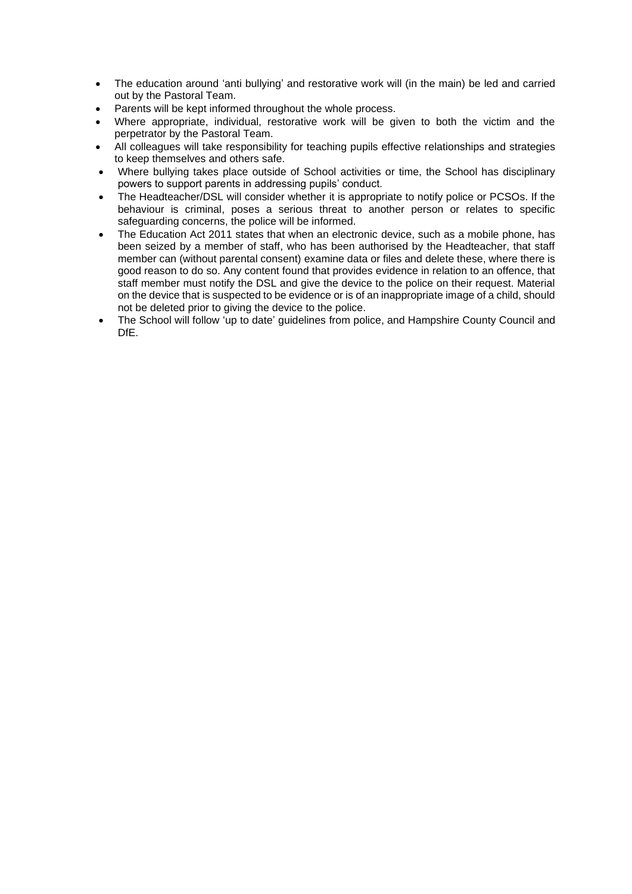- The education around 'anti bullying' and restorative work will (in the main) be led and carried out by the Pastoral Team.
- Parents will be kept informed throughout the whole process.
- Where appropriate, individual, restorative work will be given to both the victim and the perpetrator by the Pastoral Team.
- All colleagues will take responsibility for teaching pupils effective relationships and strategies to keep themselves and others safe.
- Where bullying takes place outside of School activities or time, the School has disciplinary powers to support parents in addressing pupils' conduct.
- The Headteacher/DSL will consider whether it is appropriate to notify police or PCSOs. If the behaviour is criminal, poses a serious threat to another person or relates to specific safeguarding concerns, the police will be informed.
- The Education Act 2011 states that when an electronic device, such as a mobile phone, has been seized by a member of staff, who has been authorised by the Headteacher, that staff member can (without parental consent) examine data or files and delete these, where there is good reason to do so. Any content found that provides evidence in relation to an offence, that staff member must notify the DSL and give the device to the police on their request. Material on the device that is suspected to be evidence or is of an inappropriate image of a child, should not be deleted prior to giving the device to the police.
- The School will follow 'up to date' guidelines from police, and Hampshire County Council and DfE.